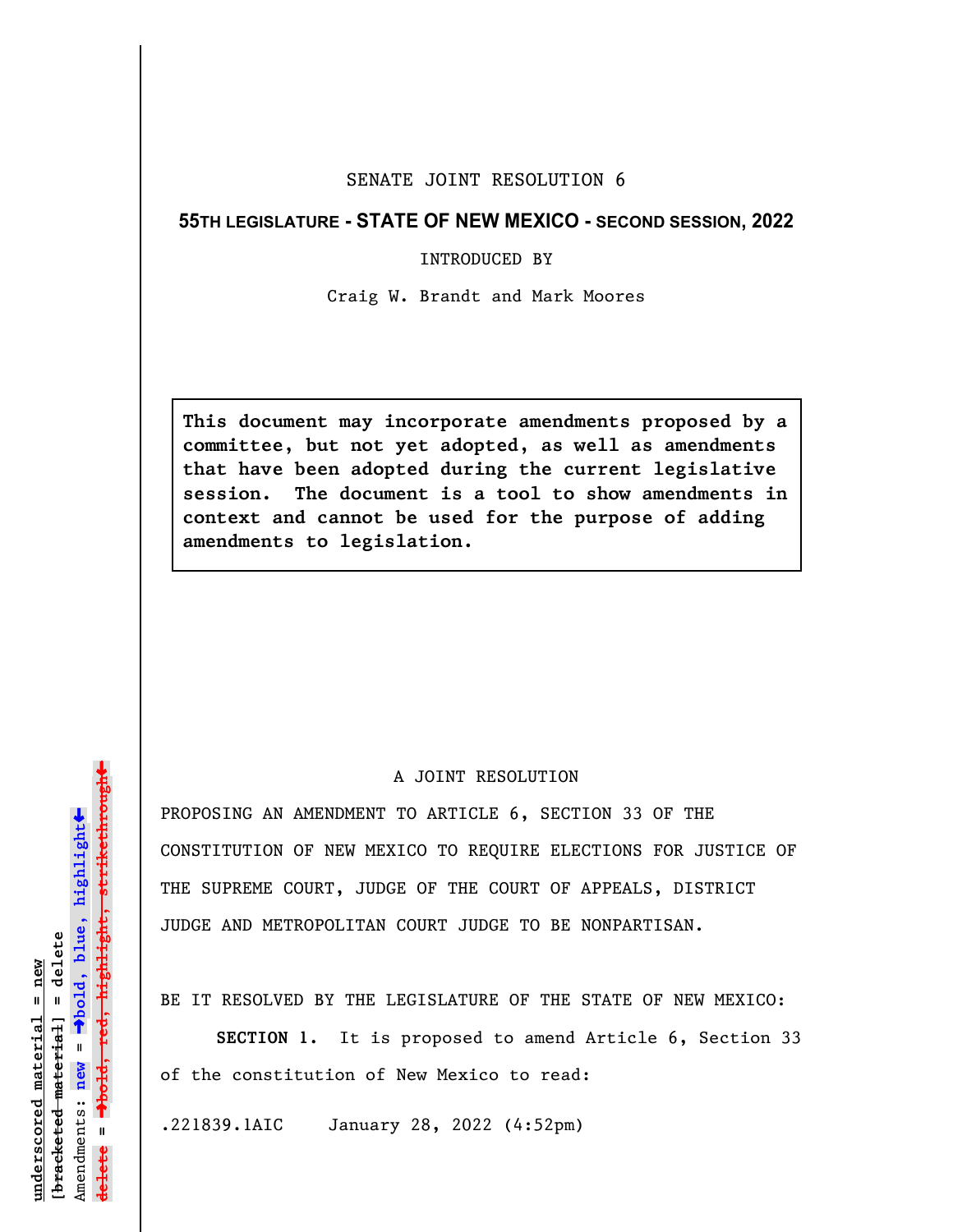SENATE JOINT RESOLUTION 6

**55TH LEGISLATURE - STATE OF NEW MEXICO - SECOND SESSION, 2022**

INTRODUCED BY

Craig W. Brandt and Mark Moores

> **This document may incorporate amendments proposed by a committee, but not yet adopted, as well as amendments that have been adopted during the current legislative session. The document is a tool to show amendments in context and cannot be used for the purpose of adding amendments to legislation.**

A JOINT RESOLUTION

PROPOSING AN AMENDMENT TO ARTICLE 6, SECTION 33 OF THE CONSTITUTION OF NEW MEXICO TO REQUIRE ELECTIONS FOR JUSTICE OF THE SUPREME COURT, JUDGE OF THE COURT OF APPEALS, DISTRICT JUDGE AND METROPOLITAN COURT JUDGE TO BE NONPARTISAN.

BE IT RESOLVED BY THE LEGISLATURE OF THE STATE OF NEW MEXICO:

**SECTION 1.** It is proposed to amend Article 6, Section 33 of the constitution of New Mexico to read:

.221839.1AIC January 28, 2022 (4:52pm)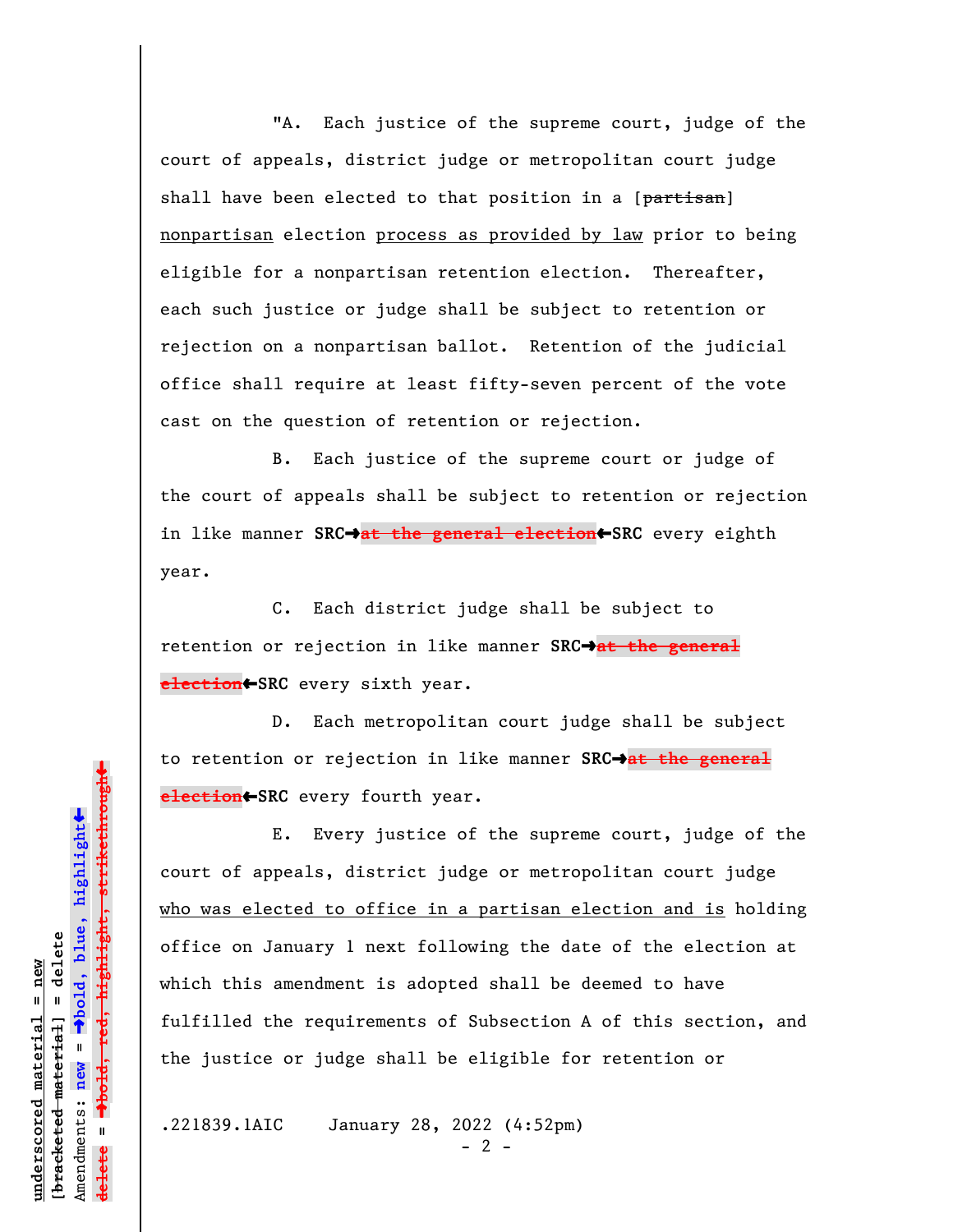"A. Each justice of the supreme court, judge of the court of appeals, district judge or metropolitan court judge shall have been elected to that position in a [~~partisan~~] <u>nonpartisan</u> election <u>process as provided by law</u> prior to being eligible for a nonpartisan retention election. Thereafter, each such justice or judge shall be subject to retention or rejection on a nonpartisan ballot. Retention of the judicial office shall require at least fifty-seven percent of the vote cast on the question of retention or rejection.

B. Each justice of the supreme court or judge of the court of appeals shall be subject to retention or rejection in like manner **SRC➔**~~at the general election~~**←SRC** every eighth year.

C. Each district judge shall be subject to retention or rejection in like manner **SRC➔**~~at the general election~~**←SRC** every sixth year.

D. Each metropolitan court judge shall be subject to retention or rejection in like manner **SRC➔**~~at the general election~~**←SRC** every fourth year.

E. Every justice of the supreme court, judge of the court of appeals, district judge or metropolitan court judge <u>who was elected to office in a partisan election and is</u> holding office on January 1 next following the date of the election at which this amendment is adopted shall be deemed to have fulfilled the requirements of Subsection A of this section, and the justice or judge shall be eligible for retention or

.221839.1AIC January 28, 2022 (4:52pm)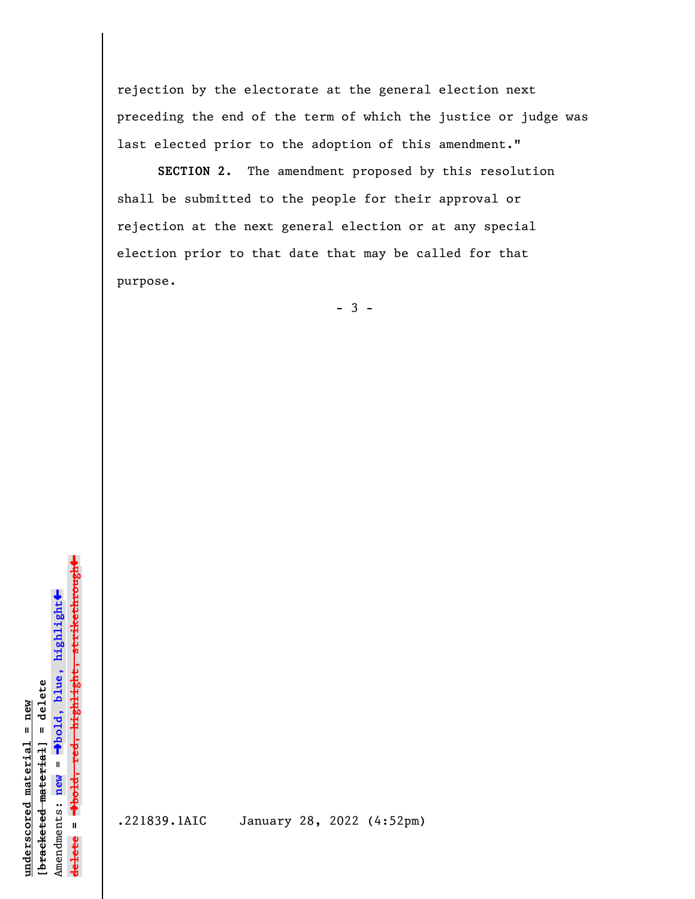rejection by the electorate at the general election next preceding the end of the term of which the justice or judge was last elected prior to the adoption of this amendment."

**SECTION 2.** The amendment proposed by this resolution shall be submitted to the people for their approval or rejection at the next general election or at any special election prior to that date that may be called for that purpose.

.221839.1AIC January 28, 2022 (4:52pm)